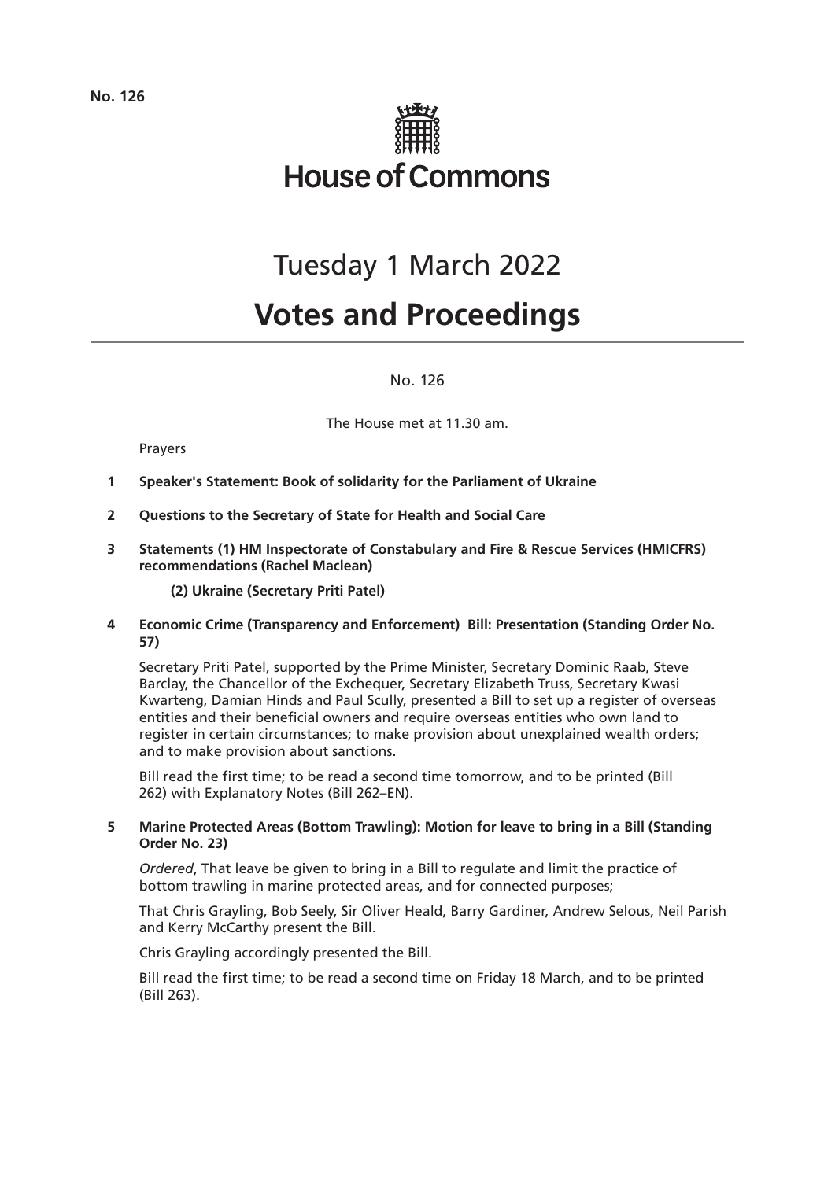No. 126

House of Commons

# Tuesday 1 March 2022

# Votes and Proceedings

No. 126

The House met at 11.30 am.

Prayers

**1 Speaker's Statement: Book of solidarity for the Parliament of Ukraine**

**2 Questions to the Secretary of State for Health and Social Care**

**3 Statements (1) HM Inspectorate of Constabulary and Fire & Rescue Services (HMICFRS) recommendations (Rachel Maclean)**

**(2) Ukraine (Secretary Priti Patel)**

**4 Economic Crime (Transparency and Enforcement) Bill: Presentation (Standing Order No. 57)**

Secretary Priti Patel, supported by the Prime Minister, Secretary Dominic Raab, Steve Barclay, the Chancellor of the Exchequer, Secretary Elizabeth Truss, Secretary Kwasi Kwarteng, Damian Hinds and Paul Scully, presented a Bill to set up a register of overseas entities and their beneficial owners and require overseas entities who own land to register in certain circumstances; to make provision about unexplained wealth orders; and to make provision about sanctions.

Bill read the first time; to be read a second time tomorrow, and to be printed (Bill 262) with Explanatory Notes (Bill 262–EN).

**5 Marine Protected Areas (Bottom Trawling): Motion for leave to bring in a Bill (Standing Order No. 23)**

*Ordered*, That leave be given to bring in a Bill to regulate and limit the practice of bottom trawling in marine protected areas, and for connected purposes;

That Chris Grayling, Bob Seely, Sir Oliver Heald, Barry Gardiner, Andrew Selous, Neil Parish and Kerry McCarthy present the Bill.

Chris Grayling accordingly presented the Bill.

Bill read the first time; to be read a second time on Friday 18 March, and to be printed (Bill 263).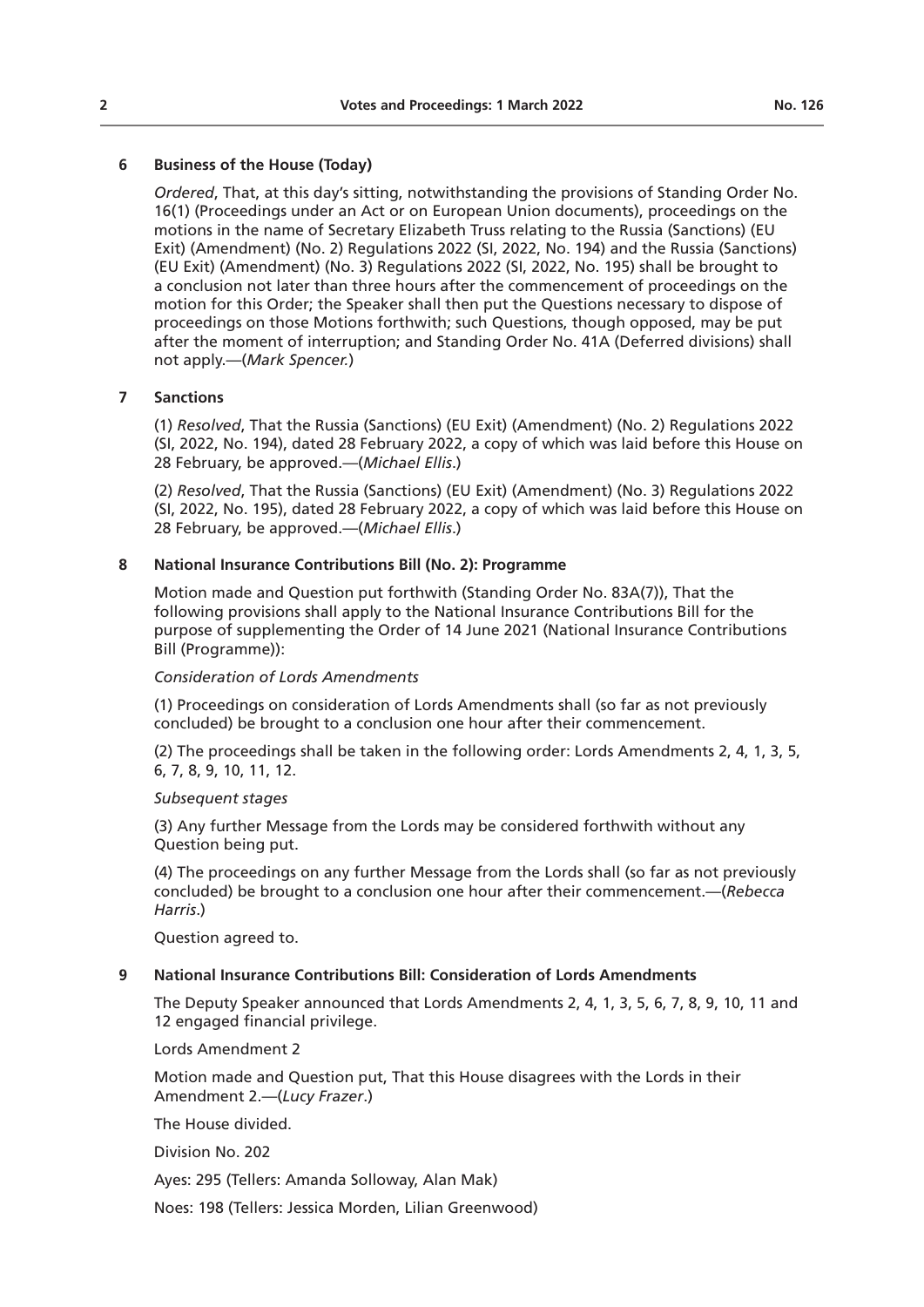## 6 Business of the House (Today)

*Ordered*, That, at this day's sitting, notwithstanding the provisions of Standing Order No. 16(1) (Proceedings under an Act or on European Union documents), proceedings on the motions in the name of Secretary Elizabeth Truss relating to the Russia (Sanctions) (EU Exit) (Amendment) (No. 2) Regulations 2022 (SI, 2022, No. 194) and the Russia (Sanctions) (EU Exit) (Amendment) (No. 3) Regulations 2022 (SI, 2022, No. 195) shall be brought to a conclusion not later than three hours after the commencement of proceedings on the motion for this Order; the Speaker shall then put the Questions necessary to dispose of proceedings on those Motions forthwith; such Questions, though opposed, may be put after the moment of interruption; and Standing Order No. 41A (Deferred divisions) shall not apply.—(*Mark Spencer.*)

## 7 Sanctions

(1) *Resolved*, That the Russia (Sanctions) (EU Exit) (Amendment) (No. 2) Regulations 2022 (SI, 2022, No. 194), dated 28 February 2022, a copy of which was laid before this House on 28 February, be approved.—(*Michael Ellis*.)

(2) *Resolved*, That the Russia (Sanctions) (EU Exit) (Amendment) (No. 3) Regulations 2022 (SI, 2022, No. 195), dated 28 February 2022, a copy of which was laid before this House on 28 February, be approved.—(*Michael Ellis*.)

## 8 National Insurance Contributions Bill (No. 2): Programme

Motion made and Question put forthwith (Standing Order No. 83A(7)), That the following provisions shall apply to the National Insurance Contributions Bill for the purpose of supplementing the Order of 14 June 2021 (National Insurance Contributions Bill (Programme)):

*Consideration of Lords Amendments*

(1) Proceedings on consideration of Lords Amendments shall (so far as not previously concluded) be brought to a conclusion one hour after their commencement.

(2) The proceedings shall be taken in the following order: Lords Amendments 2, 4, 1, 3, 5, 6, 7, 8, 9, 10, 11, 12.

*Subsequent stages*

(3) Any further Message from the Lords may be considered forthwith without any Question being put.

(4) The proceedings on any further Message from the Lords shall (so far as not previously concluded) be brought to a conclusion one hour after their commencement.—(*Rebecca Harris*.)

Question agreed to.

## 9 National Insurance Contributions Bill: Consideration of Lords Amendments

The Deputy Speaker announced that Lords Amendments 2, 4, 1, 3, 5, 6, 7, 8, 9, 10, 11 and 12 engaged financial privilege.

Lords Amendment 2

Motion made and Question put, That this House disagrees with the Lords in their Amendment 2.—(*Lucy Frazer*.)

The House divided.

Division No. 202

Ayes: 295 (Tellers: Amanda Solloway, Alan Mak)

Noes: 198 (Tellers: Jessica Morden, Lilian Greenwood)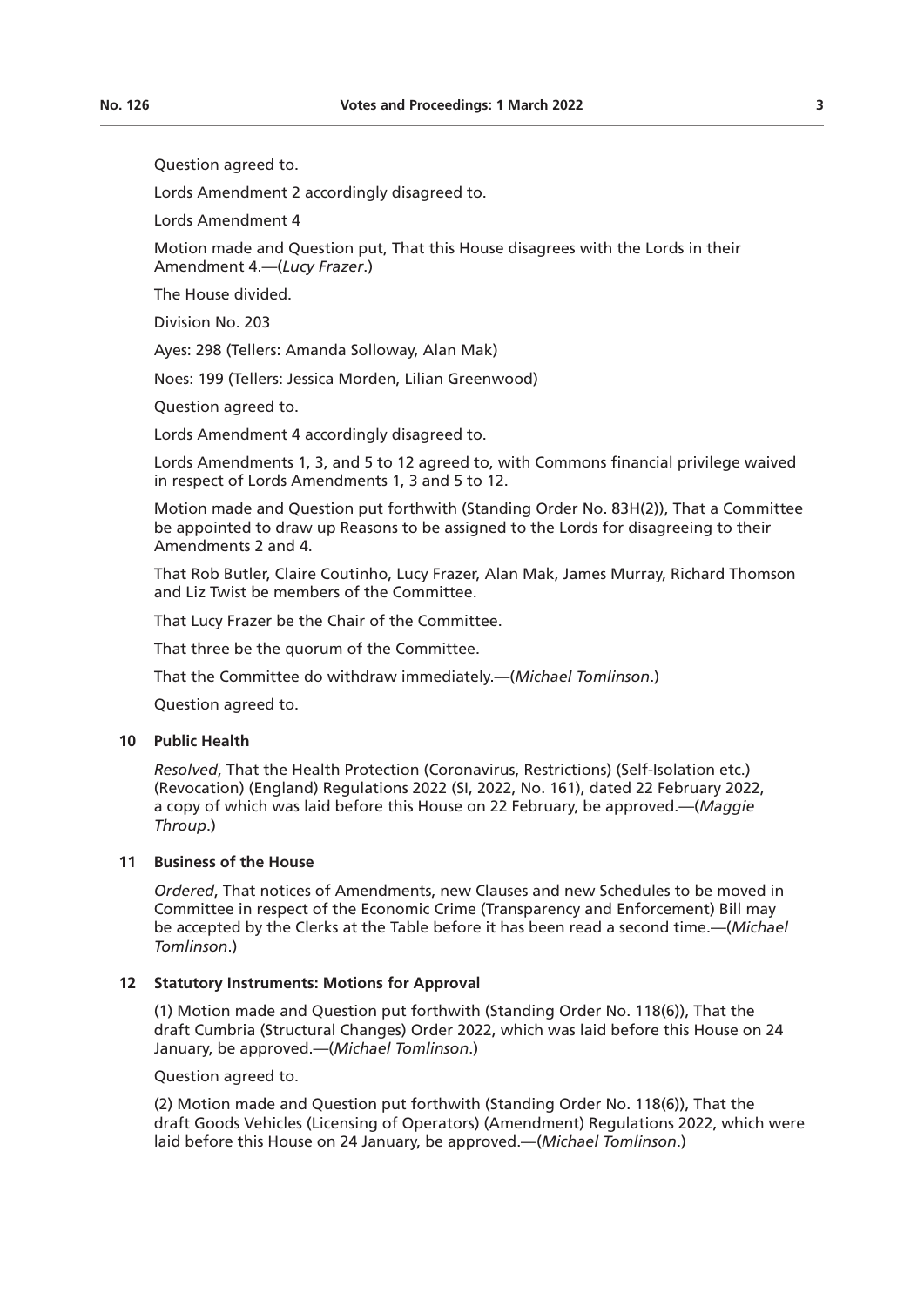Question agreed to.

Lords Amendment 2 accordingly disagreed to.

Lords Amendment 4

Motion made and Question put, That this House disagrees with the Lords in their Amendment 4.—(*Lucy Frazer*.)

The House divided.

Division No. 203

Ayes: 298 (Tellers: Amanda Solloway, Alan Mak)

Noes: 199 (Tellers: Jessica Morden, Lilian Greenwood)

Question agreed to.

Lords Amendment 4 accordingly disagreed to.

Lords Amendments 1, 3, and 5 to 12 agreed to, with Commons financial privilege waived in respect of Lords Amendments 1, 3 and 5 to 12.

Motion made and Question put forthwith (Standing Order No. 83H(2)), That a Committee be appointed to draw up Reasons to be assigned to the Lords for disagreeing to their Amendments 2 and 4.

That Rob Butler, Claire Coutinho, Lucy Frazer, Alan Mak, James Murray, Richard Thomson and Liz Twist be members of the Committee.

That Lucy Frazer be the Chair of the Committee.

That three be the quorum of the Committee.

That the Committee do withdraw immediately.—(*Michael Tomlinson*.)

Question agreed to.

## 10 Public Health

*Resolved*, That the Health Protection (Coronavirus, Restrictions) (Self-Isolation etc.) (Revocation) (England) Regulations 2022 (SI, 2022, No. 161), dated 22 February 2022, a copy of which was laid before this House on 22 February, be approved.—(*Maggie Throup*.)

## 11 Business of the House

*Ordered*, That notices of Amendments, new Clauses and new Schedules to be moved in Committee in respect of the Economic Crime (Transparency and Enforcement) Bill may be accepted by the Clerks at the Table before it has been read a second time.—(*Michael Tomlinson*.)

## 12 Statutory Instruments: Motions for Approval

(1) Motion made and Question put forthwith (Standing Order No. 118(6)), That the draft Cumbria (Structural Changes) Order 2022, which was laid before this House on 24 January, be approved.—(*Michael Tomlinson*.)

Question agreed to.

(2) Motion made and Question put forthwith (Standing Order No. 118(6)), That the draft Goods Vehicles (Licensing of Operators) (Amendment) Regulations 2022, which were laid before this House on 24 January, be approved.—(*Michael Tomlinson*.)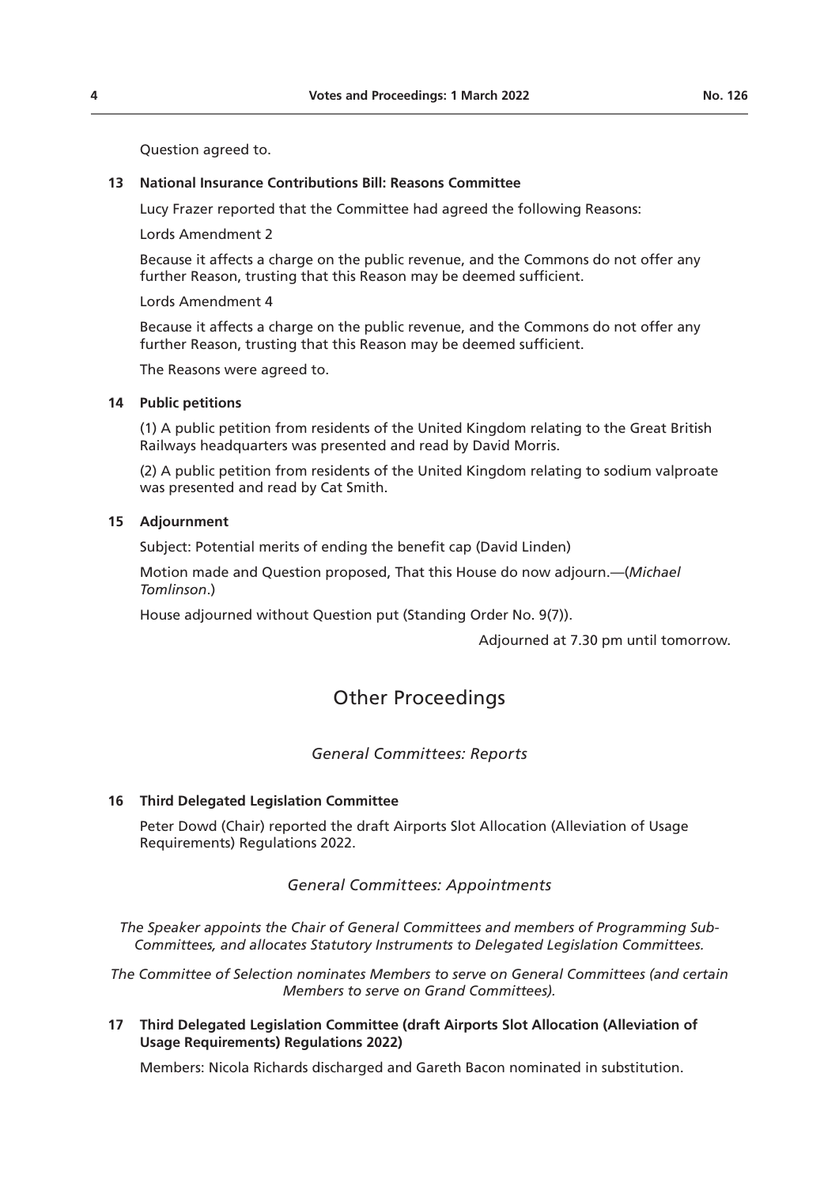Question agreed to.

**13 National Insurance Contributions Bill: Reasons Committee**

Lucy Frazer reported that the Committee had agreed the following Reasons:

Lords Amendment 2

Because it affects a charge on the public revenue, and the Commons do not offer any further Reason, trusting that this Reason may be deemed sufficient.

Lords Amendment 4

Because it affects a charge on the public revenue, and the Commons do not offer any further Reason, trusting that this Reason may be deemed sufficient.

The Reasons were agreed to.

**14 Public petitions**

(1) A public petition from residents of the United Kingdom relating to the Great British Railways headquarters was presented and read by David Morris.

(2) A public petition from residents of the United Kingdom relating to sodium valproate was presented and read by Cat Smith.

**15 Adjournment**

Subject: Potential merits of ending the benefit cap (David Linden)

Motion made and Question proposed, That this House do now adjourn.—(*Michael Tomlinson*.)

House adjourned without Question put (Standing Order No. 9(7)).

Adjourned at 7.30 pm until tomorrow.

## Other Proceedings

### *General Committees: Reports*

**16 Third Delegated Legislation Committee**

Peter Dowd (Chair) reported the draft Airports Slot Allocation (Alleviation of Usage Requirements) Regulations 2022.

### *General Committees: Appointments*

*The Speaker appoints the Chair of General Committees and members of Programming Sub-Committees, and allocates Statutory Instruments to Delegated Legislation Committees.*

*The Committee of Selection nominates Members to serve on General Committees (and certain Members to serve on Grand Committees).*

**17 Third Delegated Legislation Committee (draft Airports Slot Allocation (Alleviation of Usage Requirements) Regulations 2022)**

Members: Nicola Richards discharged and Gareth Bacon nominated in substitution.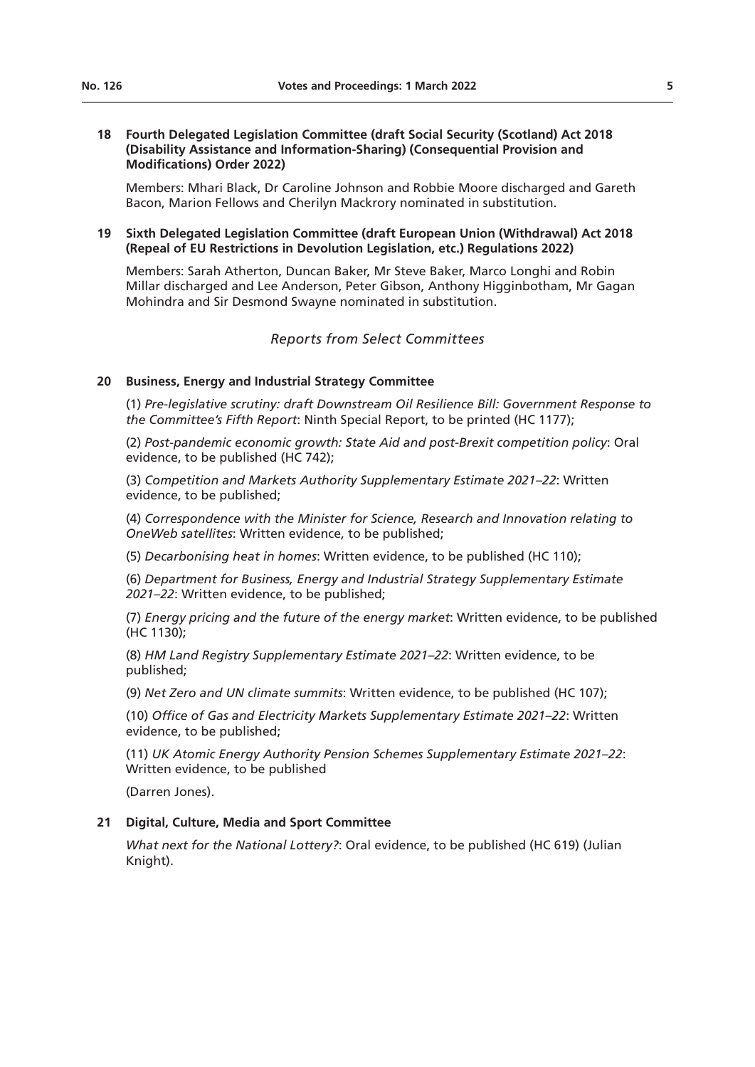**18 Fourth Delegated Legislation Committee (draft Social Security (Scotland) Act 2018 (Disability Assistance and Information-Sharing) (Consequential Provision and Modifications) Order 2022)**

Members: Mhari Black, Dr Caroline Johnson and Robbie Moore discharged and Gareth Bacon, Marion Fellows and Cherilyn Mackrory nominated in substitution.

**19 Sixth Delegated Legislation Committee (draft European Union (Withdrawal) Act 2018 (Repeal of EU Restrictions in Devolution Legislation, etc.) Regulations 2022)**

Members: Sarah Atherton, Duncan Baker, Mr Steve Baker, Marco Longhi and Robin Millar discharged and Lee Anderson, Peter Gibson, Anthony Higginbotham, Mr Gagan Mohindra and Sir Desmond Swayne nominated in substitution.

*Reports from Select Committees*

**20 Business, Energy and Industrial Strategy Committee**

(1) *Pre-legislative scrutiny: draft Downstream Oil Resilience Bill: Government Response to the Committee's Fifth Report*: Ninth Special Report, to be printed (HC 1177);

(2) *Post-pandemic economic growth: State Aid and post-Brexit competition policy*: Oral evidence, to be published (HC 742);

(3) *Competition and Markets Authority Supplementary Estimate 2021–22*: Written evidence, to be published;

(4) *Correspondence with the Minister for Science, Research and Innovation relating to OneWeb satellites*: Written evidence, to be published;

(5) *Decarbonising heat in homes*: Written evidence, to be published (HC 110);

(6) *Department for Business, Energy and Industrial Strategy Supplementary Estimate 2021–22*: Written evidence, to be published;

(7) *Energy pricing and the future of the energy market*: Written evidence, to be published (HC 1130);

(8) *HM Land Registry Supplementary Estimate 2021–22*: Written evidence, to be published;

(9) *Net Zero and UN climate summits*: Written evidence, to be published (HC 107);

(10) *Office of Gas and Electricity Markets Supplementary Estimate 2021–22*: Written evidence, to be published;

(11) *UK Atomic Energy Authority Pension Schemes Supplementary Estimate 2021–22*: Written evidence, to be published

(Darren Jones).

**21 Digital, Culture, Media and Sport Committee**

*What next for the National Lottery?*: Oral evidence, to be published (HC 619) (Julian Knight).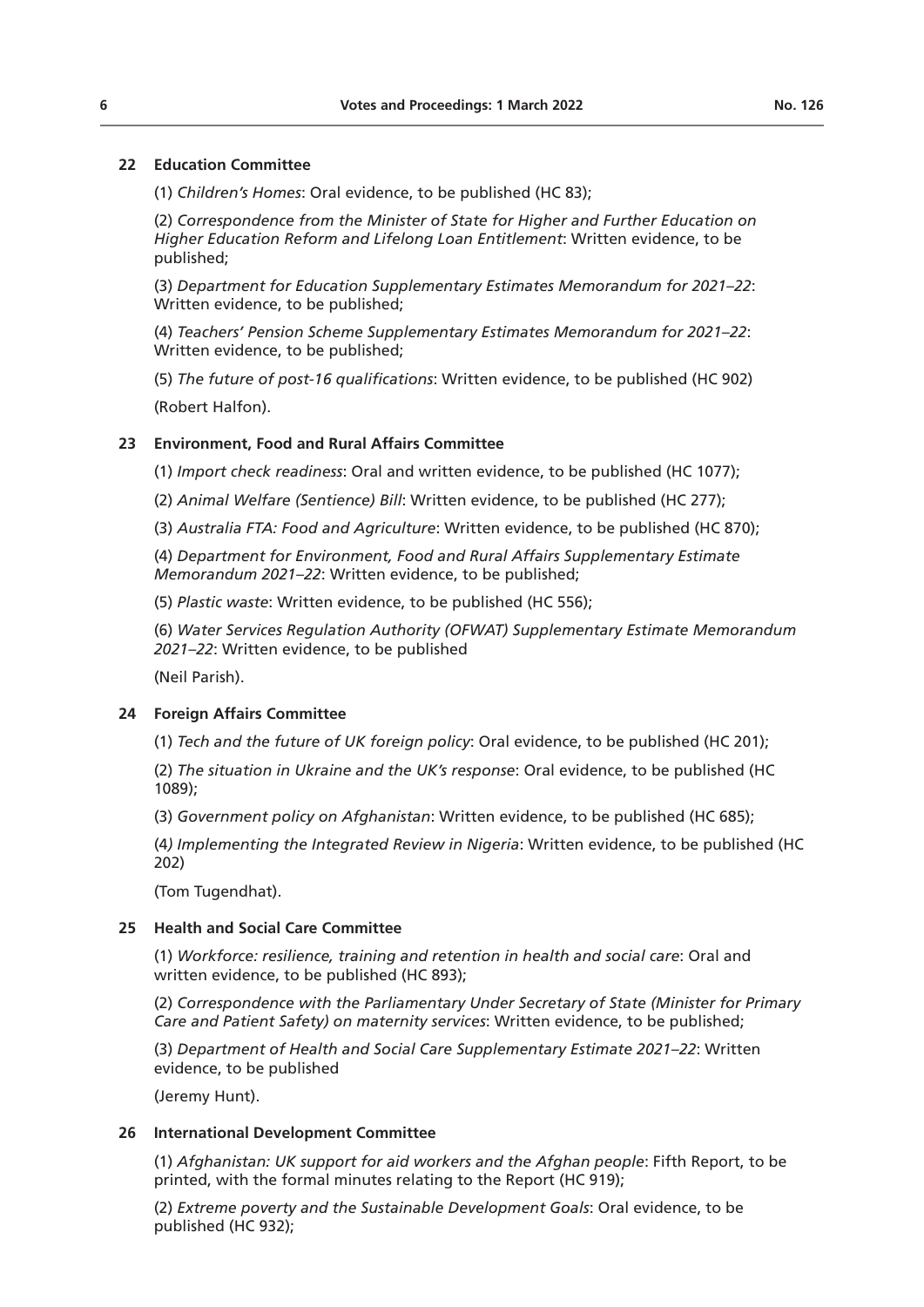**22 Education Committee**

(1) *Children's Homes*: Oral evidence, to be published (HC 83);

(2) *Correspondence from the Minister of State for Higher and Further Education on Higher Education Reform and Lifelong Loan Entitlement*: Written evidence, to be published;

(3) *Department for Education Supplementary Estimates Memorandum for 2021–22*: Written evidence, to be published;

(4) *Teachers' Pension Scheme Supplementary Estimates Memorandum for 2021–22*: Written evidence, to be published;

(5) *The future of post-16 qualifications*: Written evidence, to be published (HC 902)

(Robert Halfon).

**23 Environment, Food and Rural Affairs Committee**

(1) *Import check readiness*: Oral and written evidence, to be published (HC 1077);

(2) *Animal Welfare (Sentience) Bill*: Written evidence, to be published (HC 277);

(3) *Australia FTA: Food and Agriculture*: Written evidence, to be published (HC 870);

(4) *Department for Environment, Food and Rural Affairs Supplementary Estimate Memorandum 2021–22*: Written evidence, to be published;

(5) *Plastic waste*: Written evidence, to be published (HC 556);

(6) *Water Services Regulation Authority (OFWAT) Supplementary Estimate Memorandum 2021–22*: Written evidence, to be published

(Neil Parish).

**24 Foreign Affairs Committee**

(1) *Tech and the future of UK foreign policy*: Oral evidence, to be published (HC 201);

(2) *The situation in Ukraine and the UK's response*: Oral evidence, to be published (HC 1089);

(3) *Government policy on Afghanistan*: Written evidence, to be published (HC 685);

(4) *Implementing the Integrated Review in Nigeria*: Written evidence, to be published (HC 202)

(Tom Tugendhat).

**25 Health and Social Care Committee**

(1) *Workforce: resilience, training and retention in health and social care*: Oral and written evidence, to be published (HC 893);

(2) *Correspondence with the Parliamentary Under Secretary of State (Minister for Primary Care and Patient Safety) on maternity services*: Written evidence, to be published;

(3) *Department of Health and Social Care Supplementary Estimate 2021–22*: Written evidence, to be published

(Jeremy Hunt).

**26 International Development Committee**

(1) *Afghanistan: UK support for aid workers and the Afghan people*: Fifth Report, to be printed, with the formal minutes relating to the Report (HC 919);

(2) *Extreme poverty and the Sustainable Development Goals*: Oral evidence, to be published (HC 932);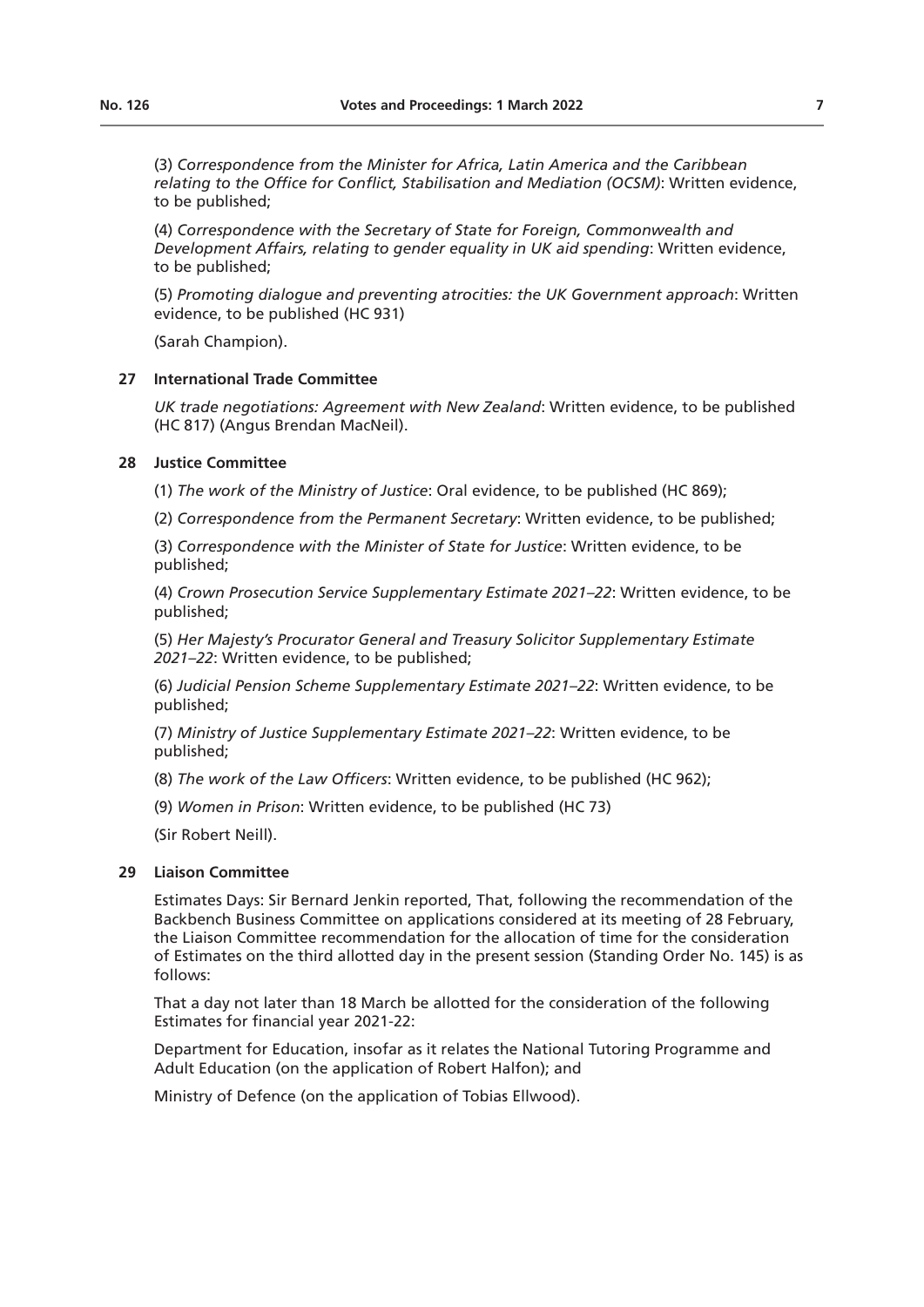(3) *Correspondence from the Minister for Africa, Latin America and the Caribbean relating to the Office for Conflict, Stabilisation and Mediation (OCSM)*: Written evidence, to be published;

(4) *Correspondence with the Secretary of State for Foreign, Commonwealth and Development Affairs, relating to gender equality in UK aid spending*: Written evidence, to be published;

(5) *Promoting dialogue and preventing atrocities: the UK Government approach*: Written evidence, to be published (HC 931)

(Sarah Champion).

**27 International Trade Committee**

*UK trade negotiations: Agreement with New Zealand*: Written evidence, to be published (HC 817) (Angus Brendan MacNeil).

**28 Justice Committee**

(1) *The work of the Ministry of Justice*: Oral evidence, to be published (HC 869);

(2) *Correspondence from the Permanent Secretary*: Written evidence, to be published;

(3) *Correspondence with the Minister of State for Justice*: Written evidence, to be published;

(4) *Crown Prosecution Service Supplementary Estimate 2021–22*: Written evidence, to be published;

(5) *Her Majesty's Procurator General and Treasury Solicitor Supplementary Estimate 2021–22*: Written evidence, to be published;

(6) *Judicial Pension Scheme Supplementary Estimate 2021–22*: Written evidence, to be published;

(7) *Ministry of Justice Supplementary Estimate 2021–22*: Written evidence, to be published;

(8) *The work of the Law Officers*: Written evidence, to be published (HC 962);

(9) *Women in Prison*: Written evidence, to be published (HC 73)

(Sir Robert Neill).

**29 Liaison Committee**

Estimates Days: Sir Bernard Jenkin reported, That, following the recommendation of the Backbench Business Committee on applications considered at its meeting of 28 February, the Liaison Committee recommendation for the allocation of time for the consideration of Estimates on the third allotted day in the present session (Standing Order No. 145) is as follows:

That a day not later than 18 March be allotted for the consideration of the following Estimates for financial year 2021-22:

Department for Education, insofar as it relates the National Tutoring Programme and Adult Education (on the application of Robert Halfon); and

Ministry of Defence (on the application of Tobias Ellwood).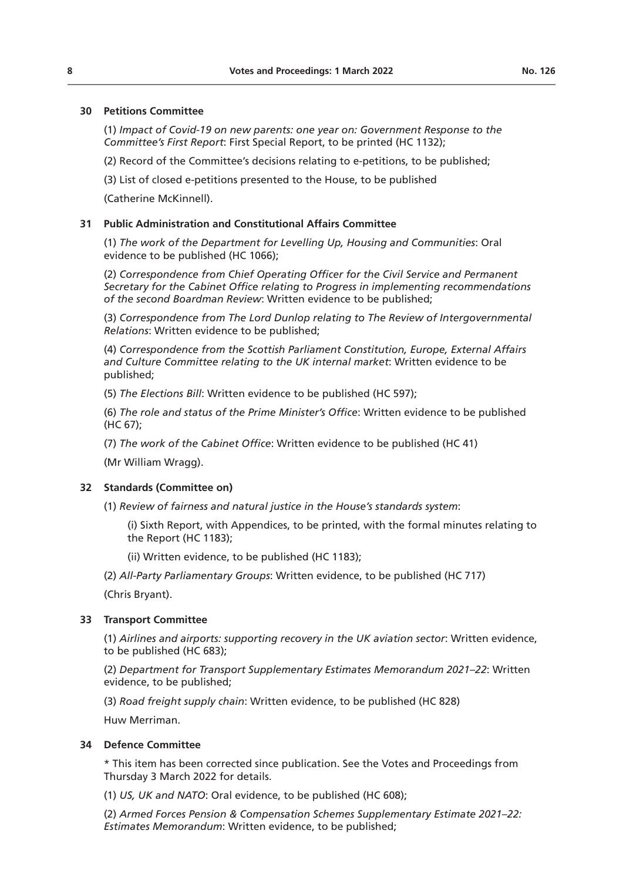**30 Petitions Committee**

(1) *Impact of Covid-19 on new parents: one year on: Government Response to the Committee's First Report*: First Special Report, to be printed (HC 1132);

(2) Record of the Committee's decisions relating to e-petitions, to be published;

(3) List of closed e-petitions presented to the House, to be published

(Catherine McKinnell).

**31 Public Administration and Constitutional Affairs Committee**

(1) *The work of the Department for Levelling Up, Housing and Communities*: Oral evidence to be published (HC 1066);

(2) *Correspondence from Chief Operating Officer for the Civil Service and Permanent Secretary for the Cabinet Office relating to Progress in implementing recommendations of the second Boardman Review*: Written evidence to be published;

(3) *Correspondence from The Lord Dunlop relating to The Review of Intergovernmental Relations*: Written evidence to be published;

(4) *Correspondence from the Scottish Parliament Constitution, Europe, External Affairs and Culture Committee relating to the UK internal market*: Written evidence to be published;

(5) *The Elections Bill*: Written evidence to be published (HC 597);

(6) *The role and status of the Prime Minister's Office*: Written evidence to be published (HC 67);

(7) *The work of the Cabinet Office*: Written evidence to be published (HC 41)

(Mr William Wragg).

**32 Standards (Committee on)**

(1) *Review of fairness and natural justice in the House's standards system*:

(i) Sixth Report, with Appendices, to be printed, with the formal minutes relating to the Report (HC 1183);

(ii) Written evidence, to be published (HC 1183);

(2) *All-Party Parliamentary Groups*: Written evidence, to be published (HC 717)

(Chris Bryant).

**33 Transport Committee**

(1) *Airlines and airports: supporting recovery in the UK aviation sector*: Written evidence, to be published (HC 683);

(2) *Department for Transport Supplementary Estimates Memorandum 2021–22*: Written evidence, to be published;

(3) *Road freight supply chain*: Written evidence, to be published (HC 828)

Huw Merriman.

**34 Defence Committee**

* This item has been corrected since publication. See the Votes and Proceedings from Thursday 3 March 2022 for details.

(1) *US, UK and NATO*: Oral evidence, to be published (HC 608);

(2) *Armed Forces Pension & Compensation Schemes Supplementary Estimate 2021–22: Estimates Memorandum*: Written evidence, to be published;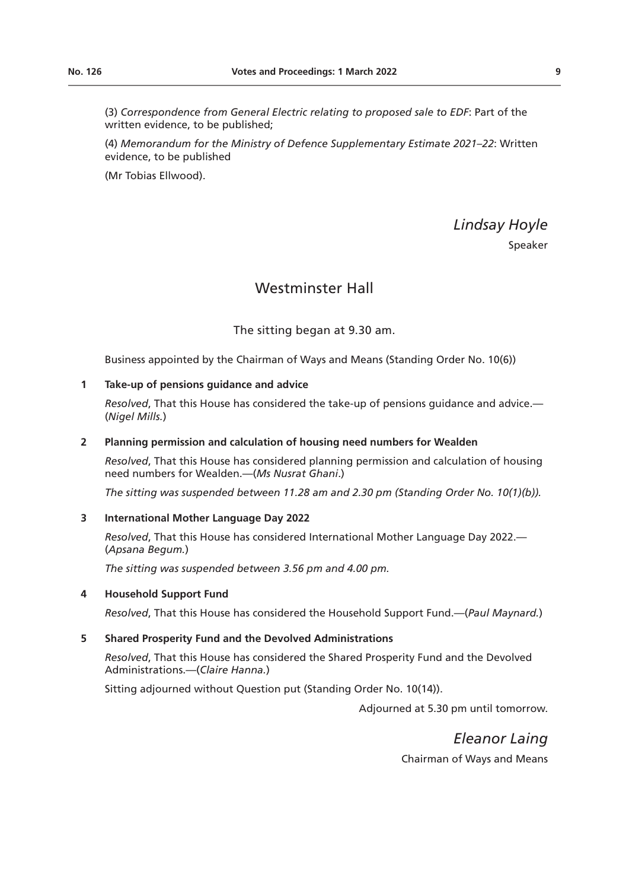(3) *Correspondence from General Electric relating to proposed sale to EDF*: Part of the written evidence, to be published;

(4) *Memorandum for the Ministry of Defence Supplementary Estimate 2021–22*: Written evidence, to be published

(Mr Tobias Ellwood).

*Lindsay Hoyle*

Speaker

## Westminster Hall

The sitting began at 9.30 am.

Business appointed by the Chairman of Ways and Means (Standing Order No. 10(6))

**1 Take-up of pensions guidance and advice**

*Resolved*, That this House has considered the take-up of pensions guidance and advice.—(*Nigel Mills.*)

**2 Planning permission and calculation of housing need numbers for Wealden**

*Resolved*, That this House has considered planning permission and calculation of housing need numbers for Wealden.—(*Ms Nusrat Ghani*.)

*The sitting was suspended between 11.28 am and 2.30 pm (Standing Order No. 10(1)(b)).*

**3 International Mother Language Day 2022**

*Resolved*, That this House has considered International Mother Language Day 2022.—(*Apsana Begum.*)

*The sitting was suspended between 3.56 pm and 4.00 pm.*

**4 Household Support Fund**

*Resolved*, That this House has considered the Household Support Fund.—(*Paul Maynard.*)

**5 Shared Prosperity Fund and the Devolved Administrations**

*Resolved*, That this House has considered the Shared Prosperity Fund and the Devolved Administrations.—(*Claire Hanna.*)

Sitting adjourned without Question put (Standing Order No. 10(14)).

Adjourned at 5.30 pm until tomorrow.

*Eleanor Laing*

Chairman of Ways and Means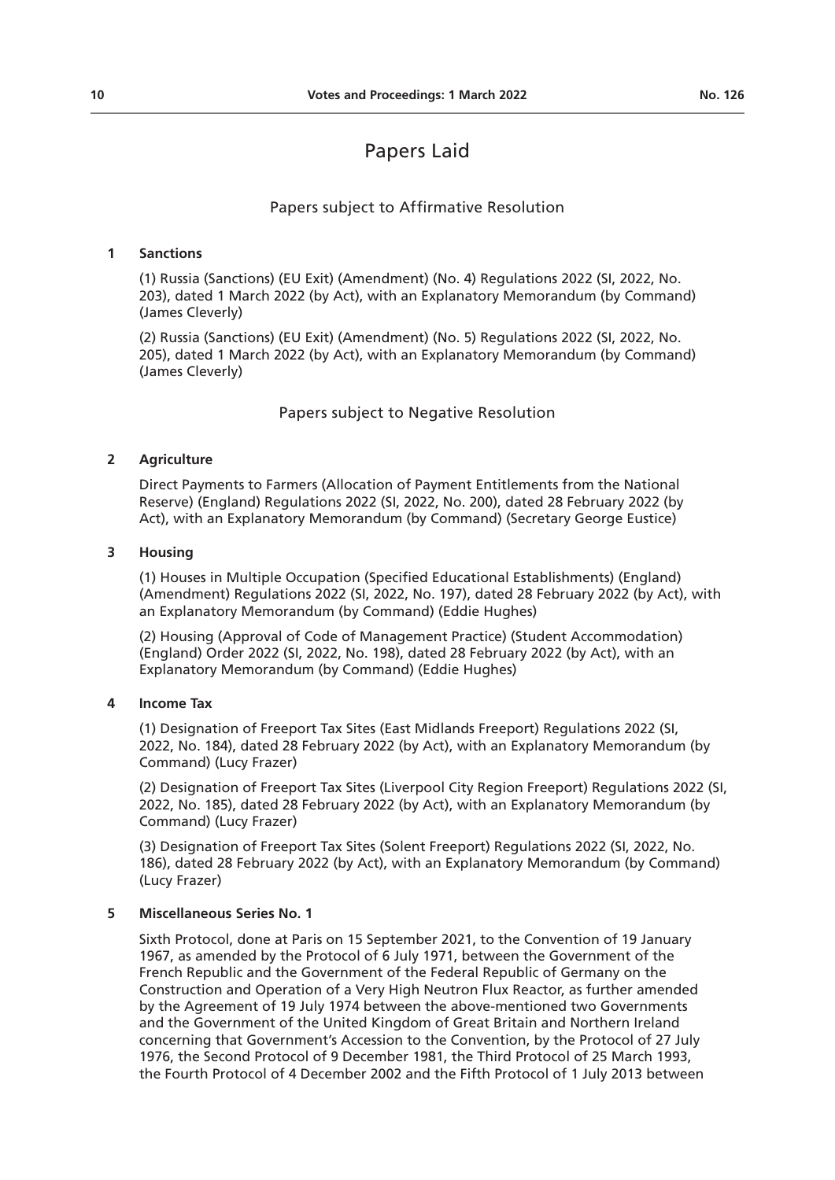# Papers Laid

## Papers subject to Affirmative Resolution

**1 Sanctions**

(1) Russia (Sanctions) (EU Exit) (Amendment) (No. 4) Regulations 2022 (SI, 2022, No. 203), dated 1 March 2022 (by Act), with an Explanatory Memorandum (by Command) (James Cleverly)

(2) Russia (Sanctions) (EU Exit) (Amendment) (No. 5) Regulations 2022 (SI, 2022, No. 205), dated 1 March 2022 (by Act), with an Explanatory Memorandum (by Command) (James Cleverly)

## Papers subject to Negative Resolution

**2 Agriculture**

Direct Payments to Farmers (Allocation of Payment Entitlements from the National Reserve) (England) Regulations 2022 (SI, 2022, No. 200), dated 28 February 2022 (by Act), with an Explanatory Memorandum (by Command) (Secretary George Eustice)

**3 Housing**

(1) Houses in Multiple Occupation (Specified Educational Establishments) (England) (Amendment) Regulations 2022 (SI, 2022, No. 197), dated 28 February 2022 (by Act), with an Explanatory Memorandum (by Command) (Eddie Hughes)

(2) Housing (Approval of Code of Management Practice) (Student Accommodation) (England) Order 2022 (SI, 2022, No. 198), dated 28 February 2022 (by Act), with an Explanatory Memorandum (by Command) (Eddie Hughes)

**4 Income Tax**

(1) Designation of Freeport Tax Sites (East Midlands Freeport) Regulations 2022 (SI, 2022, No. 184), dated 28 February 2022 (by Act), with an Explanatory Memorandum (by Command) (Lucy Frazer)

(2) Designation of Freeport Tax Sites (Liverpool City Region Freeport) Regulations 2022 (SI, 2022, No. 185), dated 28 February 2022 (by Act), with an Explanatory Memorandum (by Command) (Lucy Frazer)

(3) Designation of Freeport Tax Sites (Solent Freeport) Regulations 2022 (SI, 2022, No. 186), dated 28 February 2022 (by Act), with an Explanatory Memorandum (by Command) (Lucy Frazer)

**5 Miscellaneous Series No. 1**

Sixth Protocol, done at Paris on 15 September 2021, to the Convention of 19 January 1967, as amended by the Protocol of 6 July 1971, between the Government of the French Republic and the Government of the Federal Republic of Germany on the Construction and Operation of a Very High Neutron Flux Reactor, as further amended by the Agreement of 19 July 1974 between the above-mentioned two Governments and the Government of the United Kingdom of Great Britain and Northern Ireland concerning that Government's Accession to the Convention, by the Protocol of 27 July 1976, the Second Protocol of 9 December 1981, the Third Protocol of 25 March 1993, the Fourth Protocol of 4 December 2002 and the Fifth Protocol of 1 July 2013 between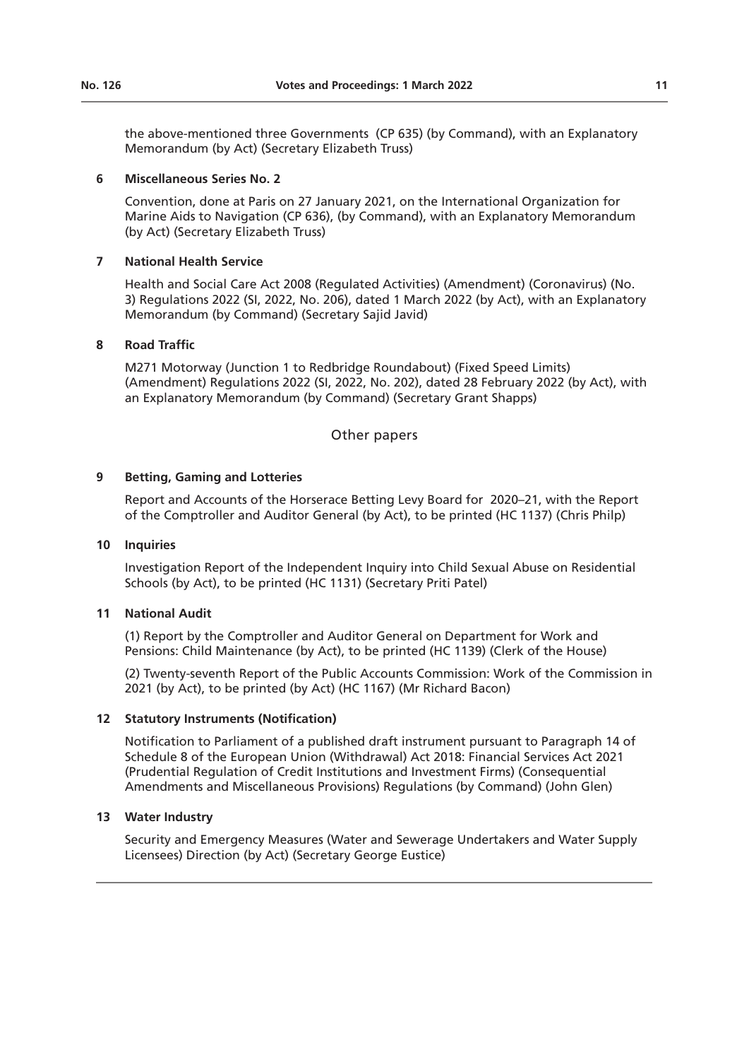the above-mentioned three Governments (CP 635) (by Command), with an Explanatory Memorandum (by Act) (Secretary Elizabeth Truss)

**6 Miscellaneous Series No. 2**

Convention, done at Paris on 27 January 2021, on the International Organization for Marine Aids to Navigation (CP 636), (by Command), with an Explanatory Memorandum (by Act) (Secretary Elizabeth Truss)

**7 National Health Service**

Health and Social Care Act 2008 (Regulated Activities) (Amendment) (Coronavirus) (No. 3) Regulations 2022 (SI, 2022, No. 206), dated 1 March 2022 (by Act), with an Explanatory Memorandum (by Command) (Secretary Sajid Javid)

**8 Road Traffic**

M271 Motorway (Junction 1 to Redbridge Roundabout) (Fixed Speed Limits) (Amendment) Regulations 2022 (SI, 2022, No. 202), dated 28 February 2022 (by Act), with an Explanatory Memorandum (by Command) (Secretary Grant Shapps)

## Other papers

**9 Betting, Gaming and Lotteries**

Report and Accounts of the Horserace Betting Levy Board for 2020–21, with the Report of the Comptroller and Auditor General (by Act), to be printed (HC 1137) (Chris Philp)

**10 Inquiries**

Investigation Report of the Independent Inquiry into Child Sexual Abuse on Residential Schools (by Act), to be printed (HC 1131) (Secretary Priti Patel)

**11 National Audit**

(1) Report by the Comptroller and Auditor General on Department for Work and Pensions: Child Maintenance (by Act), to be printed (HC 1139) (Clerk of the House)

(2) Twenty-seventh Report of the Public Accounts Commission: Work of the Commission in 2021 (by Act), to be printed (by Act) (HC 1167) (Mr Richard Bacon)

**12 Statutory Instruments (Notification)**

Notification to Parliament of a published draft instrument pursuant to Paragraph 14 of Schedule 8 of the European Union (Withdrawal) Act 2018: Financial Services Act 2021 (Prudential Regulation of Credit Institutions and Investment Firms) (Consequential Amendments and Miscellaneous Provisions) Regulations (by Command) (John Glen)

**13 Water Industry**

Security and Emergency Measures (Water and Sewerage Undertakers and Water Supply Licensees) Direction (by Act) (Secretary George Eustice)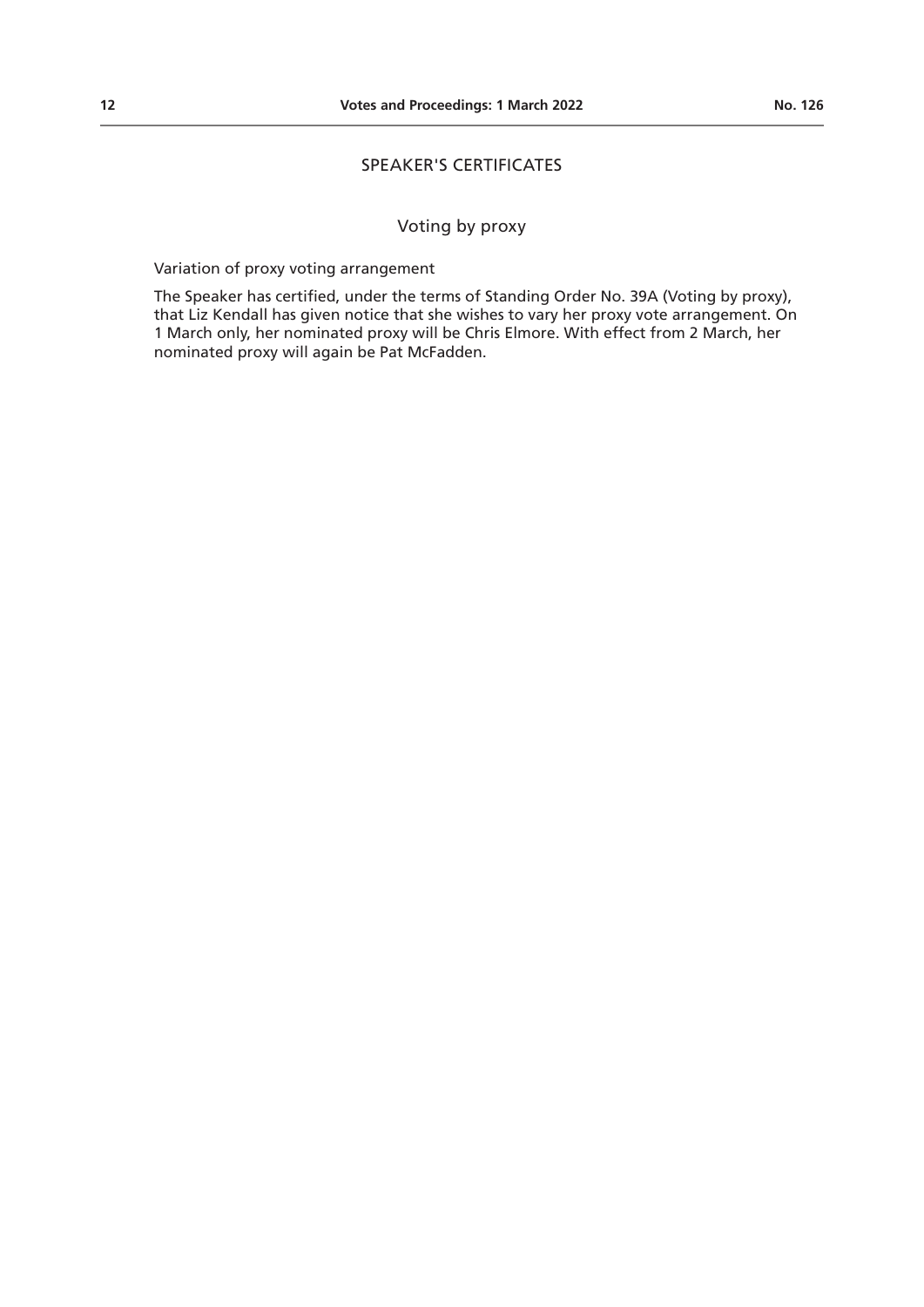## SPEAKER'S CERTIFICATES

### Voting by proxy

Variation of proxy voting arrangement

The Speaker has certified, under the terms of Standing Order No. 39A (Voting by proxy), that Liz Kendall has given notice that she wishes to vary her proxy vote arrangement. On 1 March only, her nominated proxy will be Chris Elmore. With effect from 2 March, her nominated proxy will again be Pat McFadden.